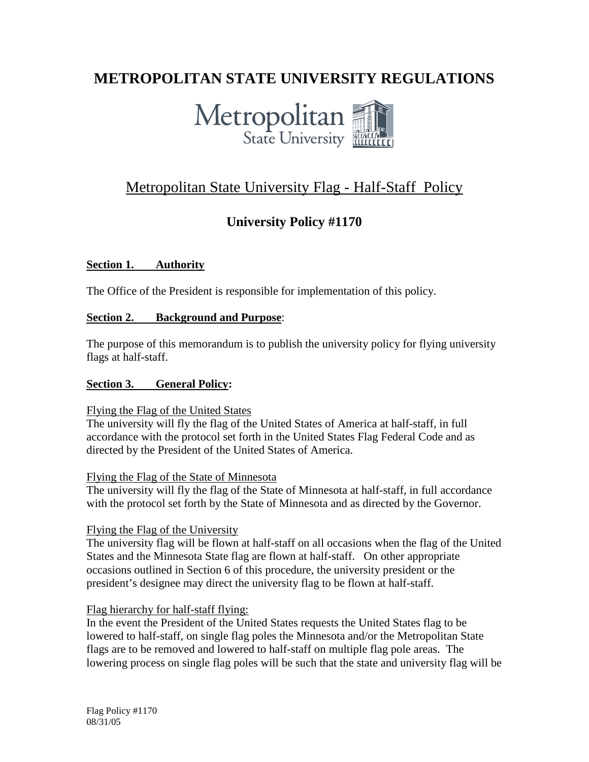# METROPOLITAN STATE UNIVERSITY REGULATIONS

Metropolitan State University

## Metropolitan State University Flag - Half-Staff Policy

### University Policy #1170

**Section 1. Authority**

The Office of the President is responsible for implementation of this policy.

**Section 2. Background and Purpose**:

The purpose of this memorandum is to publish the university policy for flying university flags at half-staff.

**Section 3. General Policy:**

Flying the Flag of the United States
The university will fly the flag of the United States of America at half-staff, in full accordance with the protocol set forth in the United States Flag Federal Code and as directed by the President of the United States of America.

Flying the Flag of the State of Minnesota
The university will fly the flag of the State of Minnesota at half-staff, in full accordance with the protocol set forth by the State of Minnesota and as directed by the Governor.

Flying the Flag of the University
The university flag will be flown at half-staff on all occasions when the flag of the United States and the Minnesota State flag are flown at half-staff. On other appropriate occasions outlined in Section 6 of this procedure, the university president or the president's designee may direct the university flag to be flown at half-staff.

Flag hierarchy for half-staff flying:
In the event the President of the United States requests the United States flag to be lowered to half-staff, on single flag poles the Minnesota and/or the Metropolitan State flags are to be removed and lowered to half-staff on multiple flag pole areas. The lowering process on single flag poles will be such that the state and university flag will be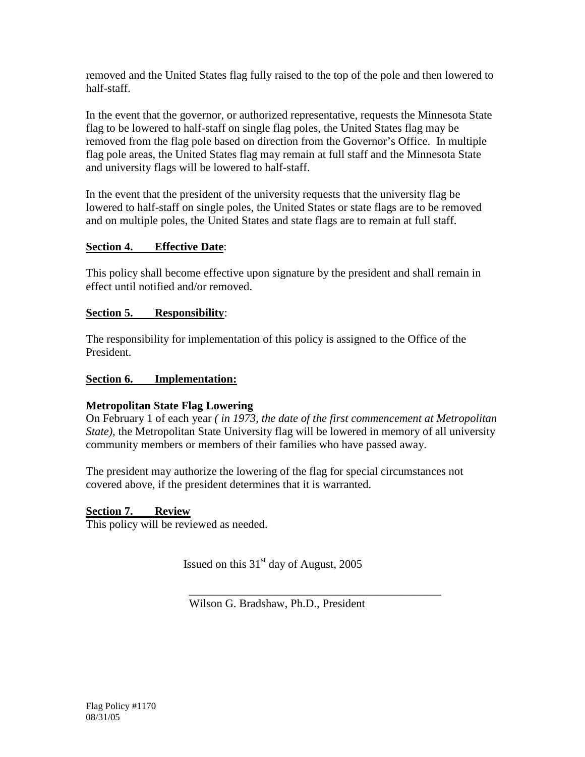removed and the United States flag fully raised to the top of the pole and then lowered to half-staff.

In the event that the governor, or authorized representative, requests the Minnesota State flag to be lowered to half-staff on single flag poles, the United States flag may be removed from the flag pole based on direction from the Governor's Office. In multiple flag pole areas, the United States flag may remain at full staff and the Minnesota State and university flags will be lowered to half-staff.

In the event that the president of the university requests that the university flag be lowered to half-staff on single poles, the United States or state flags are to be removed and on multiple poles, the United States and state flags are to remain at full staff.

**Section 4. Effective Date**:

This policy shall become effective upon signature by the president and shall remain in effect until notified and/or removed.

**Section 5. Responsibility**:

The responsibility for implementation of this policy is assigned to the Office of the President.

**Section 6. Implementation:**

**Metropolitan State Flag Lowering**
On February 1 of each year *( in 1973, the date of the first commencement at Metropolitan State)*, the Metropolitan State University flag will be lowered in memory of all university community members or members of their families who have passed away.

The president may authorize the lowering of the flag for special circumstances not covered above, if the president determines that it is warranted.

**Section 7. Review**
This policy will be reviewed as needed.

Issued on this 31st day of August, 2005

\_\_\_\_\_\_\_\_\_\_\_\_\_\_\_\_\_\_\_\_\_\_\_\_\_\_\_\_\_\_\_\_\_\_\_\_\_\_\_\_\_\_\_\_\_\_
Wilson G. Bradshaw, Ph.D., President

Flag Policy #1170
08/31/05